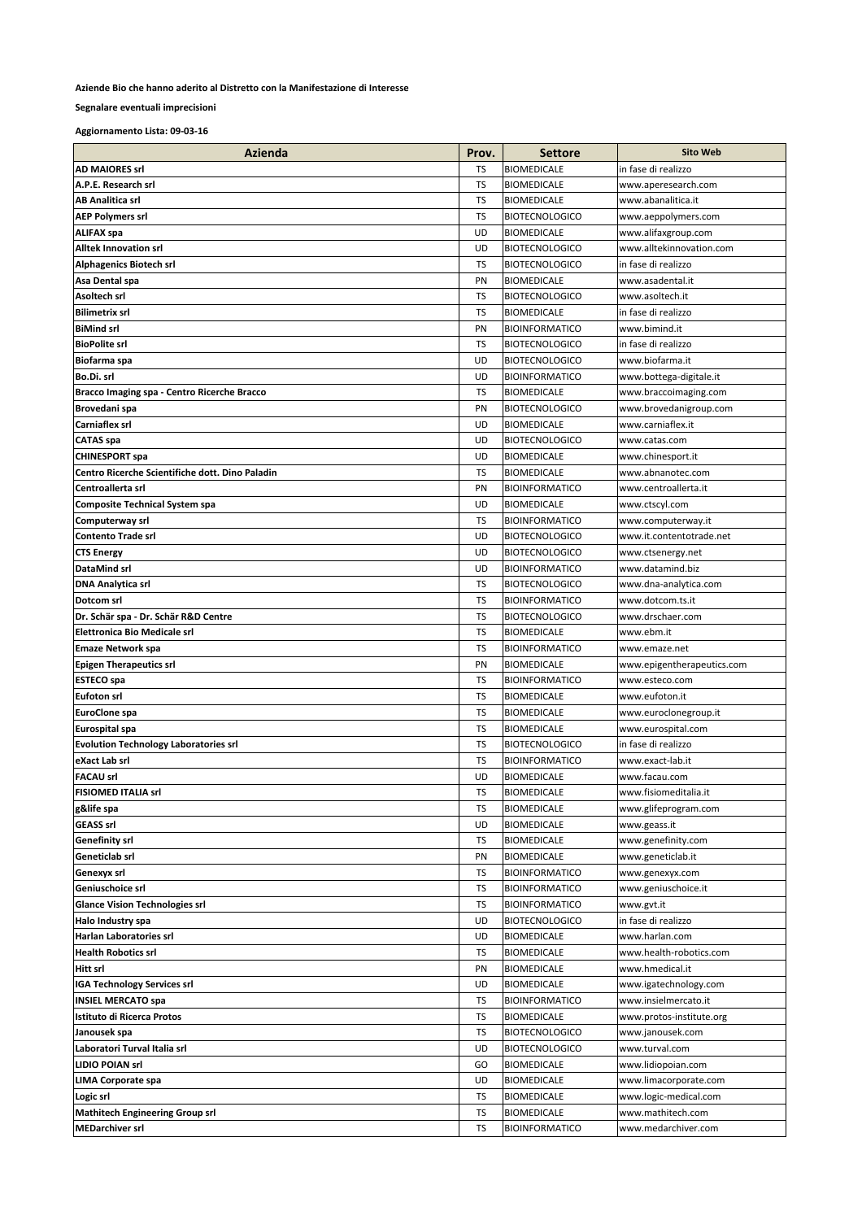**Aziende Bio che hanno aderito al Distretto con la Manifestazione di Interesse**

**Segnalare eventuali imprecisioni**

**Aggiornamento Lista: 09-03-16**

| Azienda | Prov. | Settore | Sito Web |
|---|---|---|---|
| **AD MAIORES srl** | TS | BIOMEDICALE | in fase di realizzo |
| **A.P.E. Research srl** | TS | BIOMEDICALE | www.aperesearch.com |
| **AB Analitica srl** | TS | BIOMEDICALE | www.abanalitica.it |
| **AEP Polymers srl** | TS | BIOTECNOLOGICO | www.aeppolymers.com |
| **ALIFAX spa** | UD | BIOMEDICALE | www.alifaxgroup.com |
| **Alltek Innovation srl** | UD | BIOTECNOLOGICO | www.alltekinnovation.com |
| **Alphagenics Biotech srl** | TS | BIOTECNOLOGICO | in fase di realizzo |
| **Asa Dental spa** | PN | BIOMEDICALE | www.asadental.it |
| **Asoltech srl** | TS | BIOTECNOLOGICO | www.asoltech.it |
| **Bilimetrix srl** | TS | BIOMEDICALE | in fase di realizzo |
| **BiMind srl** | PN | BIOINFORMATICO | www.bimind.it |
| **BioPolite srl** | TS | BIOTECNOLOGICO | in fase di realizzo |
| **Biofarma spa** | UD | BIOTECNOLOGICO | www.biofarma.it |
| **Bo.Di. srl** | UD | BIOINFORMATICO | www.bottega-digitale.it |
| **Bracco Imaging spa - Centro Ricerche Bracco** | TS | BIOMEDICALE | www.braccoimaging.com |
| **Brovedani spa** | PN | BIOTECNOLOGICO | www.brovedanigroup.com |
| **Carniaflex srl** | UD | BIOMEDICALE | www.carniaflex.it |
| **CATAS spa** | UD | BIOTECNOLOGICO | www.catas.com |
| **CHINESPORT spa** | UD | BIOMEDICALE | www.chinesport.it |
| **Centro Ricerche Scientifiche dott. Dino Paladin** | TS | BIOMEDICALE | www.abnanotec.com |
| **Centroallerta srl** | PN | BIOINFORMATICO | www.centroallerta.it |
| **Composite Technical System spa** | UD | BIOMEDICALE | www.ctscyl.com |
| **Computerway srl** | TS | BIOINFORMATICO | www.computerway.it |
| **Contento Trade srl** | UD | BIOTECNOLOGICO | www.it.contentotrade.net |
| **CTS Energy** | UD | BIOTECNOLOGICO | www.ctsenergy.net |
| **DataMind srl** | UD | BIOINFORMATICO | www.datamind.biz |
| **DNA Analytica srl** | TS | BIOTECNOLOGICO | www.dna-analytica.com |
| **Dotcom srl** | TS | BIOINFORMATICO | www.dotcom.ts.it |
| **Dr. Schär spa - Dr. Schär R&D Centre** | TS | BIOTECNOLOGICO | www.drschaer.com |
| **Elettronica Bio Medicale srl** | TS | BIOMEDICALE | www.ebm.it |
| **Emaze Network spa** | TS | BIOINFORMATICO | www.emaze.net |
| **Epigen Therapeutics srl** | PN | BIOMEDICALE | www.epigentherapeutics.com |
| **ESTECO spa** | TS | BIOINFORMATICO | www.esteco.com |
| **Eufoton srl** | TS | BIOMEDICALE | www.eufoton.it |
| **EuroClone spa** | TS | BIOMEDICALE | www.euroclonegroup.it |
| **Eurospital spa** | TS | BIOMEDICALE | www.eurospital.com |
| **Evolution Technology Laboratories srl** | TS | BIOTECNOLOGICO | in fase di realizzo |
| **eXact Lab srl** | TS | BIOINFORMATICO | www.exact-lab.it |
| **FACAU srl** | UD | BIOMEDICALE | www.facau.com |
| **FISIOMED ITALIA srl** | TS | BIOMEDICALE | www.fisiomeditalia.it |
| **g&life spa** | TS | BIOMEDICALE | www.glifeprogram.com |
| **GEASS srl** | UD | BIOMEDICALE | www.geass.it |
| **Genefinity srl** | TS | BIOMEDICALE | www.genefinity.com |
| **Geneticlab srl** | PN | BIOMEDICALE | www.geneticlab.it |
| **Genexyx srl** | TS | BIOINFORMATICO | www.genexyx.com |
| **Geniuschoice srl** | TS | BIOINFORMATICO | www.geniuschoice.it |
| **Glance Vision Technologies srl** | TS | BIOINFORMATICO | www.gvt.it |
| **Halo Industry spa** | UD | BIOTECNOLOGICO | in fase di realizzo |
| **Harlan Laboratories srl** | UD | BIOMEDICALE | www.harlan.com |
| **Health Robotics srl** | TS | BIOMEDICALE | www.health-robotics.com |
| **Hitt srl** | PN | BIOMEDICALE | www.hmedical.it |
| **IGA Technology Services srl** | UD | BIOMEDICALE | www.igatechnology.com |
| **INSIEL MERCATO spa** | TS | BIOINFORMATICO | www.insielmercato.it |
| **Istituto di Ricerca Protos** | TS | BIOMEDICALE | www.protos-institute.org |
| **Janousek spa** | TS | BIOTECNOLOGICO | www.janousek.com |
| **Laboratori Turval Italia srl** | UD | BIOTECNOLOGICO | www.turval.com |
| **LIDIO POIAN srl** | GO | BIOMEDICALE | www.lidiopoian.com |
| **LIMA Corporate spa** | UD | BIOMEDICALE | www.limacorporate.com |
| **Logic srl** | TS | BIOMEDICALE | www.logic-medical.com |
| **Mathitech Engineering Group srl** | TS | BIOMEDICALE | www.mathitech.com |
| **MEDarchiver srl** | TS | BIOINFORMATICO | www.medarchiver.com |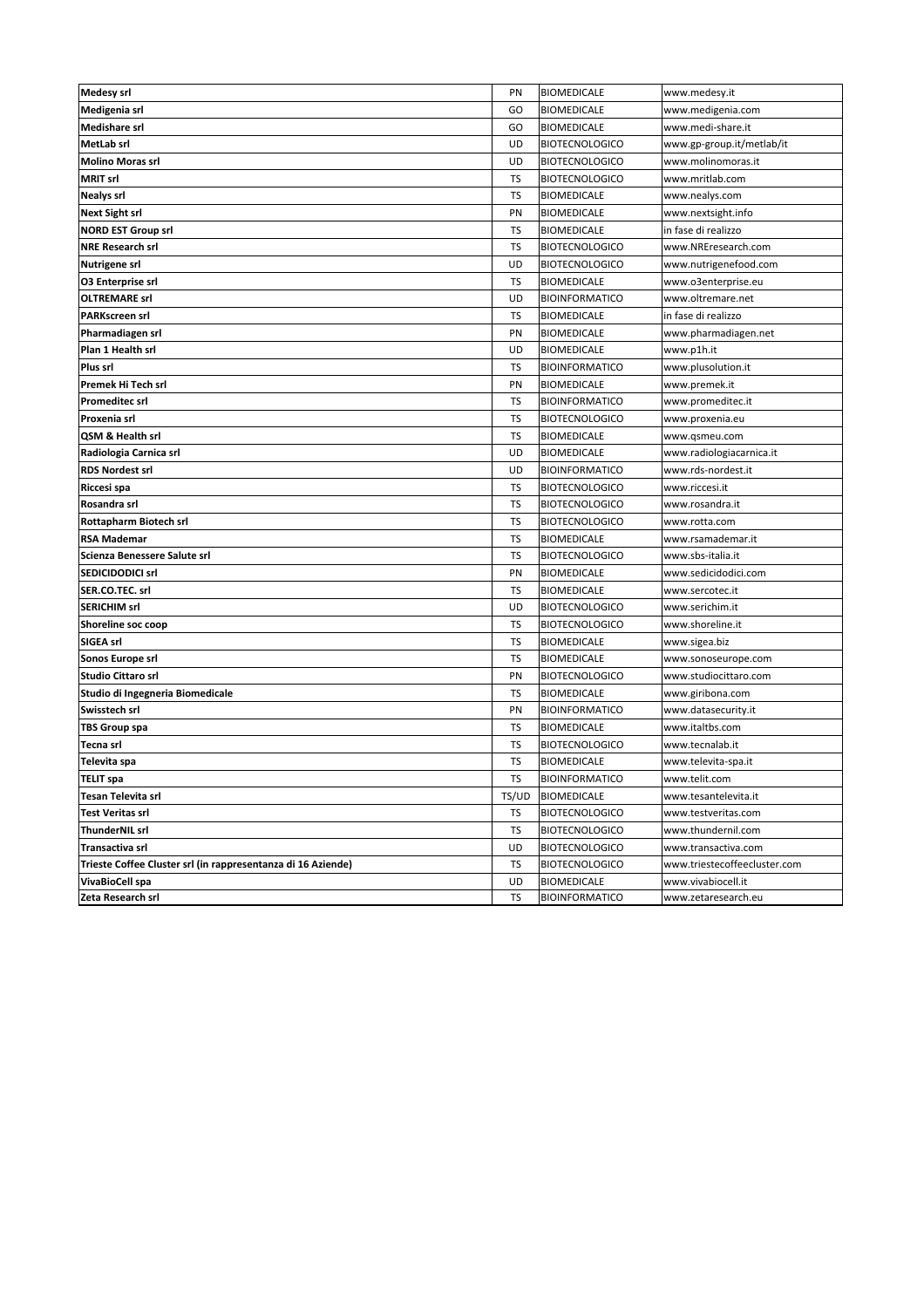| | | | |
|---|---|---|---|
| **Medesy srl** | PN | BIOMEDICALE | www.medesy.it |
| **Medigenia srl** | GO | BIOMEDICALE | www.medigenia.com |
| **Medishare srl** | GO | BIOMEDICALE | www.medi-share.it |
| **MetLab srl** | UD | BIOTECNOLOGICO | www.gp-group.it/metlab/it |
| **Molino Moras srl** | UD | BIOTECNOLOGICO | www.molinomoras.it |
| **MRIT srl** | TS | BIOTECNOLOGICO | www.mritlab.com |
| **Nealys srl** | TS | BIOMEDICALE | www.nealys.com |
| **Next Sight srl** | PN | BIOMEDICALE | www.nextsight.info |
| **NORD EST Group srl** | TS | BIOMEDICALE | in fase di realizzo |
| **NRE Research srl** | TS | BIOTECNOLOGICO | www.NREresearch.com |
| **Nutrigene srl** | UD | BIOTECNOLOGICO | www.nutrigenefood.com |
| **O3 Enterprise srl** | TS | BIOMEDICALE | www.o3enterprise.eu |
| **OLTREMARE srl** | UD | BIOINFORMATICO | www.oltremare.net |
| **PARKscreen srl** | TS | BIOMEDICALE | in fase di realizzo |
| **Pharmadiagen srl** | PN | BIOMEDICALE | www.pharmadiagen.net |
| **Plan 1 Health srl** | UD | BIOMEDICALE | www.p1h.it |
| **Plus srl** | TS | BIOINFORMATICO | www.plusolution.it |
| **Premek Hi Tech srl** | PN | BIOMEDICALE | www.premek.it |
| **Promeditec srl** | TS | BIOINFORMATICO | www.promeditec.it |
| **Proxenia srl** | TS | BIOTECNOLOGICO | www.proxenia.eu |
| **QSM & Health srl** | TS | BIOMEDICALE | www.qsmeu.com |
| **Radiologia Carnica srl** | UD | BIOMEDICALE | www.radiologiacarnica.it |
| **RDS Nordest srl** | UD | BIOINFORMATICO | www.rds-nordest.it |
| **Riccesi spa** | TS | BIOTECNOLOGICO | www.riccesi.it |
| **Rosandra srl** | TS | BIOTECNOLOGICO | www.rosandra.it |
| **Rottapharm Biotech srl** | TS | BIOTECNOLOGICO | www.rotta.com |
| **RSA Mademar** | TS | BIOMEDICALE | www.rsamademar.it |
| **Scienza Benessere Salute srl** | TS | BIOTECNOLOGICO | www.sbs-italia.it |
| **SEDICIDODICI srl** | PN | BIOMEDICALE | www.sedicidodici.com |
| **SER.CO.TEC. srl** | TS | BIOMEDICALE | www.sercotec.it |
| **SERICHIM srl** | UD | BIOTECNOLOGICO | www.serichim.it |
| **Shoreline soc coop** | TS | BIOTECNOLOGICO | www.shoreline.it |
| **SIGEA srl** | TS | BIOMEDICALE | www.sigea.biz |
| **Sonos Europe srl** | TS | BIOMEDICALE | www.sonoseurope.com |
| **Studio Cittaro srl** | PN | BIOTECNOLOGICO | www.studiocittaro.com |
| **Studio di Ingegneria Biomedicale** | TS | BIOMEDICALE | www.giribona.com |
| **Swisstech srl** | PN | BIOINFORMATICO | www.datasecurity.it |
| **TBS Group spa** | TS | BIOMEDICALE | www.italtbs.com |
| **Tecna srl** | TS | BIOTECNOLOGICO | www.tecnalab.it |
| **Televita spa** | TS | BIOMEDICALE | www.televita-spa.it |
| **TELIT spa** | TS | BIOINFORMATICO | www.telit.com |
| **Tesan Televita srl** | TS/UD | BIOMEDICALE | www.tesantelevita.it |
| **Test Veritas srl** | TS | BIOTECNOLOGICO | www.testveritas.com |
| **ThunderNIL srl** | TS | BIOTECNOLOGICO | www.thundernil.com |
| **Transactiva srl** | UD | BIOTECNOLOGICO | www.transactiva.com |
| **Trieste Coffee Cluster srl (in rappresentanza di 16 Aziende)** | TS | BIOTECNOLOGICO | www.triestecoffeecluster.com |
| **VivaBioCell spa** | UD | BIOMEDICALE | www.vivabiocell.it |
| **Zeta Research srl** | TS | BIOINFORMATICO | www.zetaresearch.eu |